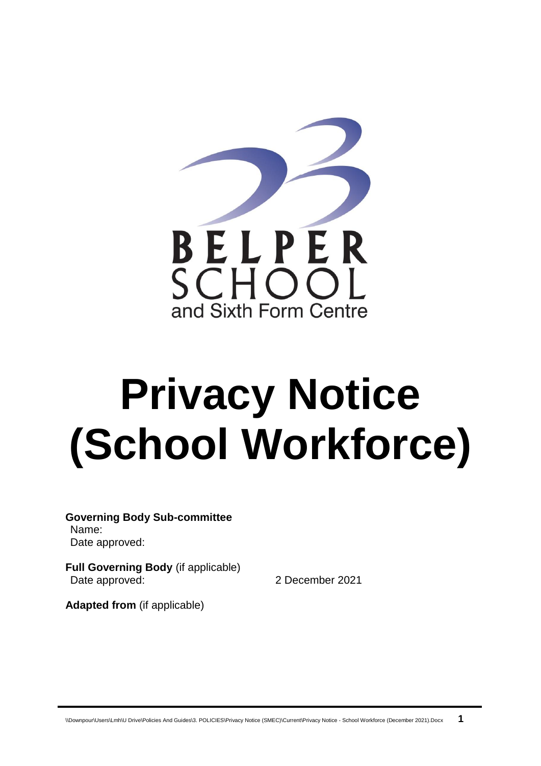BELPER SCHOOL
and Sixth Form Centre

# Privacy Notice (School Workforce)

**Governing Body Sub-committee**
Name:
Date approved:

**Full Governing Body** (if applicable)
Date approved: 2 December 2021

**Adapted from** (if applicable)

\\Downpour\Users\Lmh\U Drive\Policies And Guides\3. POLICIES\Privacy Notice (SMEC)\Current\Privacy Notice - School Workforce (December 2021).Docx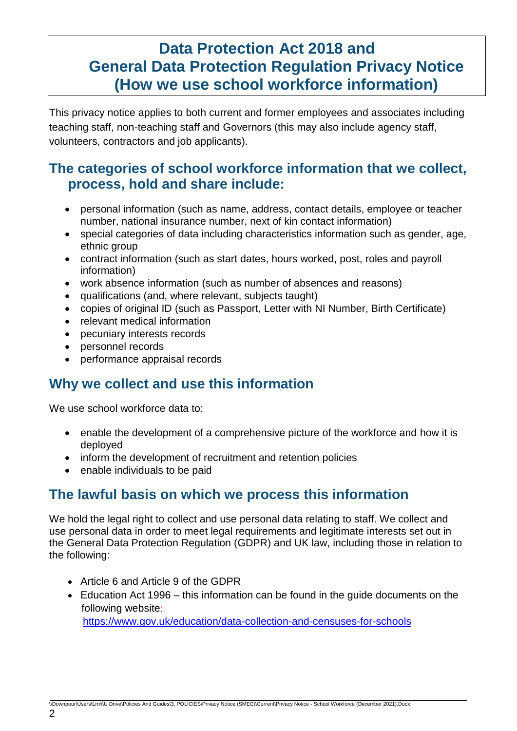# Data Protection Act 2018 and General Data Protection Regulation Privacy Notice (How we use school workforce information)

This privacy notice applies to both current and former employees and associates including teaching staff, non-teaching staff and Governors (this may also include agency staff, volunteers, contractors and job applicants).

## The categories of school workforce information that we collect, process, hold and share include:

- personal information (such as name, address, contact details, employee or teacher number, national insurance number, next of kin contact information)
- special categories of data including characteristics information such as gender, age, ethnic group
- contract information (such as start dates, hours worked, post, roles and payroll information)
- work absence information (such as number of absences and reasons)
- qualifications (and, where relevant, subjects taught)
- copies of original ID (such as Passport, Letter with NI Number, Birth Certificate)
- relevant medical information
- pecuniary interests records
- personnel records
- performance appraisal records

## Why we collect and use this information

We use school workforce data to:

- enable the development of a comprehensive picture of the workforce and how it is deployed
- inform the development of recruitment and retention policies
- enable individuals to be paid

## The lawful basis on which we process this information

We hold the legal right to collect and use personal data relating to staff. We collect and use personal data in order to meet legal requirements and legitimate interests set out in the General Data Protection Regulation (GDPR) and UK law, including those in relation to the following:

- Article 6 and Article 9 of the GDPR
- Education Act 1996 – this information can be found in the guide documents on the following website: https://www.gov.uk/education/data-collection-and-censuses-for-schools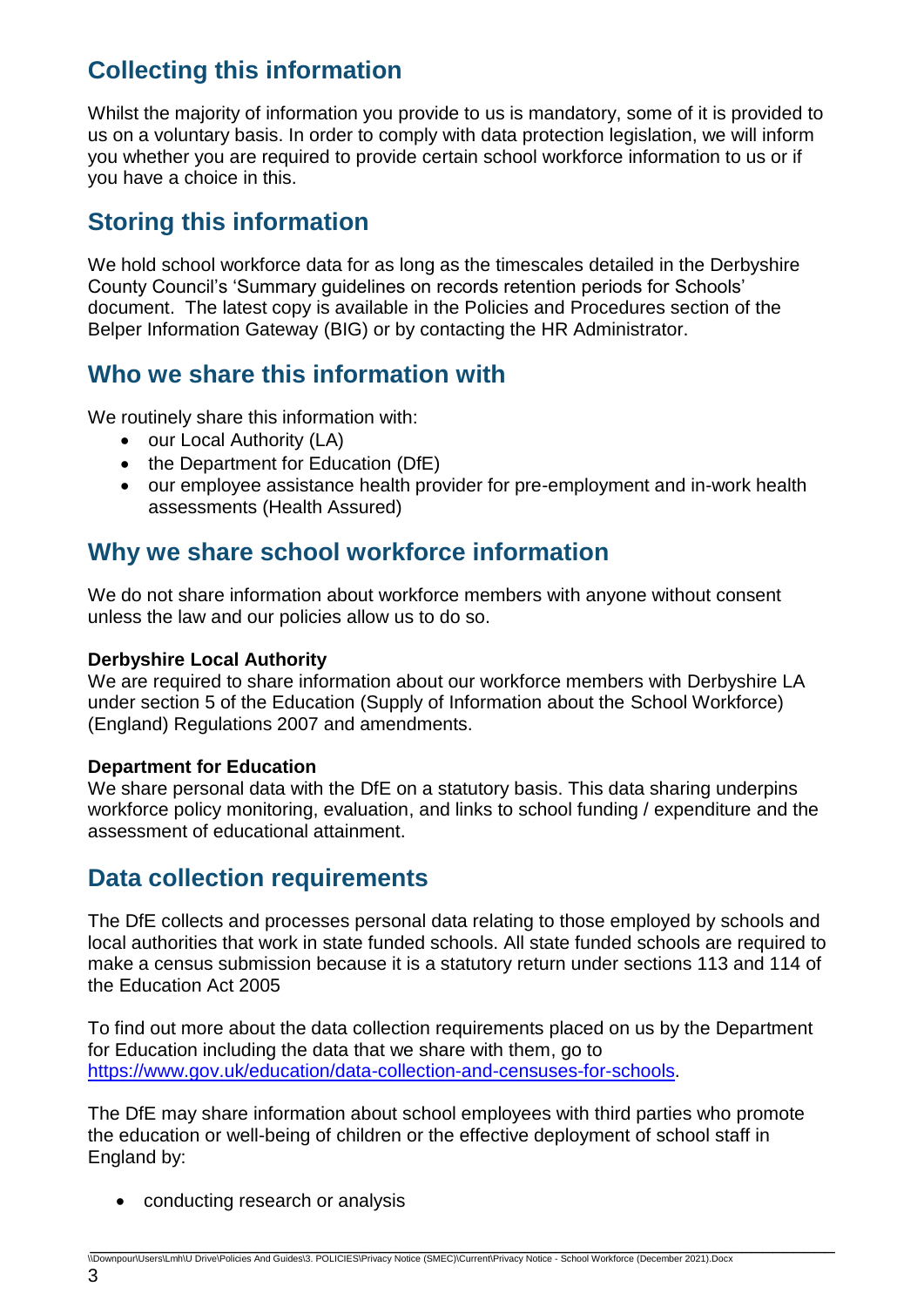## Collecting this information

Whilst the majority of information you provide to us is mandatory, some of it is provided to us on a voluntary basis. In order to comply with data protection legislation, we will inform you whether you are required to provide certain school workforce information to us or if you have a choice in this.

## Storing this information

We hold school workforce data for as long as the timescales detailed in the Derbyshire County Council's 'Summary guidelines on records retention periods for Schools' document. The latest copy is available in the Policies and Procedures section of the Belper Information Gateway (BIG) or by contacting the HR Administrator.

## Who we share this information with

We routinely share this information with:

- our Local Authority (LA)
- the Department for Education (DfE)
- our employee assistance health provider for pre-employment and in-work health assessments (Health Assured)

## Why we share school workforce information

We do not share information about workforce members with anyone without consent unless the law and our policies allow us to do so.

**Derbyshire Local Authority**
We are required to share information about our workforce members with Derbyshire LA under section 5 of the Education (Supply of Information about the School Workforce) (England) Regulations 2007 and amendments.

**Department for Education**
We share personal data with the DfE on a statutory basis. This data sharing underpins workforce policy monitoring, evaluation, and links to school funding / expenditure and the assessment of educational attainment.

## Data collection requirements

The DfE collects and processes personal data relating to those employed by schools and local authorities that work in state funded schools. All state funded schools are required to make a census submission because it is a statutory return under sections 113 and 114 of the Education Act 2005

To find out more about the data collection requirements placed on us by the Department for Education including the data that we share with them, go to [https://www.gov.uk/education/data-collection-and-censuses-for-schools](https://www.gov.uk/education/data-collection-and-censuses-for-schools).

The DfE may share information about school employees with third parties who promote the education or well-being of children or the effective deployment of school staff in England by:

- conducting research or analysis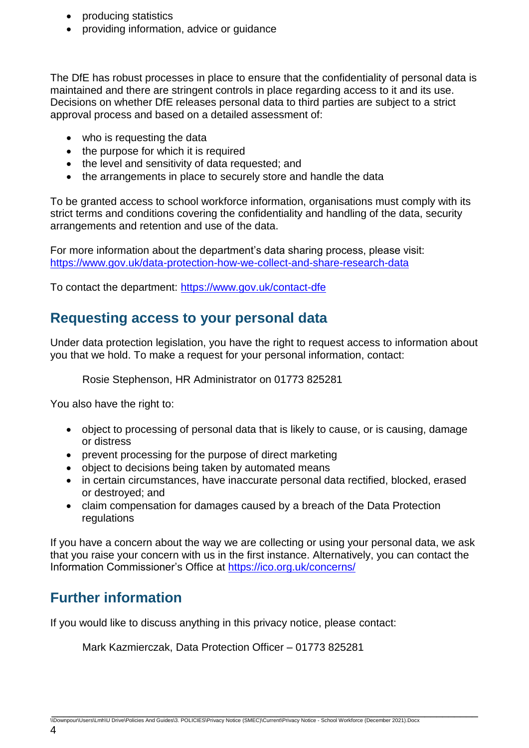- producing statistics
- providing information, advice or guidance

The DfE has robust processes in place to ensure that the confidentiality of personal data is maintained and there are stringent controls in place regarding access to it and its use. Decisions on whether DfE releases personal data to third parties are subject to a strict approval process and based on a detailed assessment of:

- who is requesting the data
- the purpose for which it is required
- the level and sensitivity of data requested; and
- the arrangements in place to securely store and handle the data

To be granted access to school workforce information, organisations must comply with its strict terms and conditions covering the confidentiality and handling of the data, security arrangements and retention and use of the data.

For more information about the department's data sharing process, please visit: https://www.gov.uk/data-protection-how-we-collect-and-share-research-data

To contact the department: https://www.gov.uk/contact-dfe

## Requesting access to your personal data

Under data protection legislation, you have the right to request access to information about you that we hold. To make a request for your personal information, contact:

Rosie Stephenson, HR Administrator on 01773 825281

You also have the right to:

- object to processing of personal data that is likely to cause, or is causing, damage or distress
- prevent processing for the purpose of direct marketing
- object to decisions being taken by automated means
- in certain circumstances, have inaccurate personal data rectified, blocked, erased or destroyed; and
- claim compensation for damages caused by a breach of the Data Protection regulations

If you have a concern about the way we are collecting or using your personal data, we ask that you raise your concern with us in the first instance. Alternatively, you can contact the Information Commissioner's Office at https://ico.org.uk/concerns/

## Further information

If you would like to discuss anything in this privacy notice, please contact:

Mark Kazmierczak, Data Protection Officer – 01773 825281